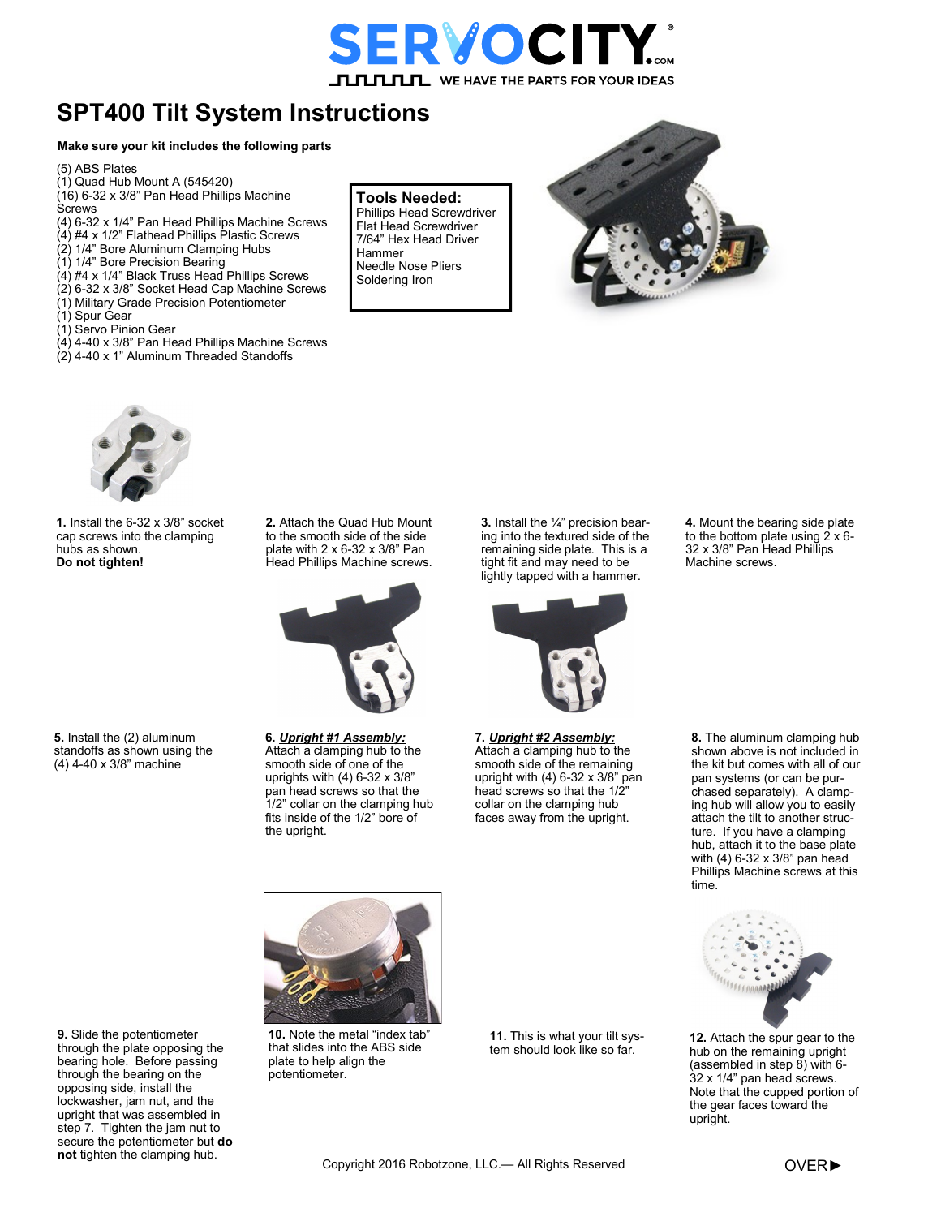SERVOCITY.COM

WE HAVE THE PARTS FOR YOUR IDEAS

# SPT400 Tilt System Instructions

**Make sure your kit includes the following parts**

(5) ABS Plates
(1) Quad Hub Mount A (545420)
(16) 6-32 x 3/8" Pan Head Phillips Machine Screws
(4) 6-32 x 1/4" Pan Head Phillips Machine Screws
(4) #4 x 1/2" Flathead Phillips Plastic Screws
(2) 1/4" Bore Aluminum Clamping Hubs
(1) 1/4" Bore Precision Bearing
(4) #4 x 1/4" Black Truss Head Phillips Screws
(2) 6-32 x 3/8" Socket Head Cap Machine Screws
(1) Military Grade Precision Potentiometer
(1) Spur Gear
(1) Servo Pinion Gear
(4) 4-40 x 3/8" Pan Head Phillips Machine Screws
(2) 4-40 x 1" Aluminum Threaded Standoffs

**Tools Needed:**
Phillips Head Screwdriver
Flat Head Screwdriver
7/64" Hex Head Driver
Hammer
Needle Nose Pliers
Soldering Iron

**1.** Install the 6-32 x 3/8" socket cap screws into the clamping hubs as shown. **Do not tighten!**

**2.** Attach the Quad Hub Mount to the smooth side of the side plate with 2 x 6-32 x 3/8" Pan Head Phillips Machine screws.

**3.** Install the ¼" precision bearing into the textured side of the remaining side plate. This is a tight fit and may need to be lightly tapped with a hammer.

**4.** Mount the bearing side plate to the bottom plate using 2 x 6-32 x 3/8" Pan Head Phillips Machine screws.

**5.** Install the (2) aluminum standoffs as shown using the (4) 4-40 x 3/8" machine

**6.** ***Upright #1 Assembly:*** Attach a clamping hub to the smooth side of one of the uprights with (4) 6-32 x 3/8" pan head screws so that the 1/2" collar on the clamping hub fits inside of the 1/2" bore of the upright.

**7.** ***Upright #2 Assembly:*** Attach a clamping hub to the smooth side of the remaining upright with (4) 6-32 x 3/8" pan head screws so that the 1/2" collar on the clamping hub faces away from the upright.

**8.** The aluminum clamping hub shown above is not included in the kit but comes with all of our pan systems (or can be purchased separately). A clamping hub will allow you to easily attach the tilt to another structure. If you have a clamping hub, attach it to the base plate with (4) 6-32 x 3/8" pan head Phillips Machine screws at this time.

**9.** Slide the potentiometer through the plate opposing the bearing hole. Before passing through the bearing on the opposing side, install the lockwasher, jam nut, and the upright that was assembled in step 7. Tighten the jam nut to secure the potentiometer but **do not** tighten the clamping hub.

**10.** Note the metal "index tab" that slides into the ABS side plate to help align the potentiometer.

**11.** This is what your tilt system should look like so far.

**12.** Attach the spur gear to the hub on the remaining upright (assembled in step 8) with 6-32 x 1/4" pan head screws. Note that the cupped portion of the gear faces toward the upright.

Copyright 2016 Robotzone, LLC.— All Rights Reserved

OVER►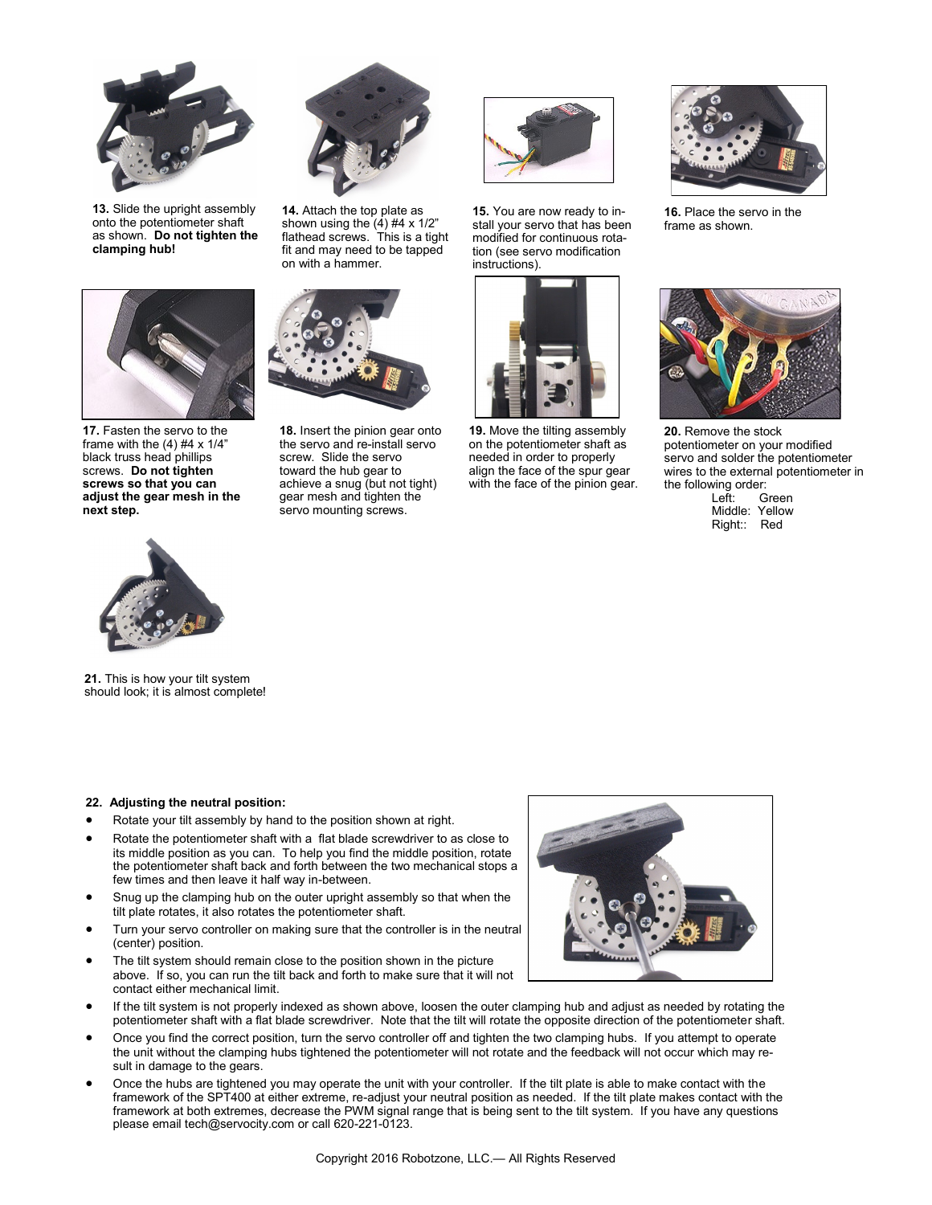**13.** Slide the upright assembly onto the potentiometer shaft as shown. **Do not tighten the clamping hub!**

**14.** Attach the top plate as shown using the (4) #4 x 1/2" flathead screws. This is a tight fit and may need to be tapped on with a hammer.

**15.** You are now ready to install your servo that has been modified for continuous rotation (see servo modification instructions).

**16.** Place the servo in the frame as shown.

**17.** Fasten the servo to the frame with the (4) #4 x 1/4" black truss head phillips screws. **Do not tighten screws so that you can adjust the gear mesh in the next step.**

**18.** Insert the pinion gear onto the servo and re-install servo screw. Slide the servo toward the hub gear to achieve a snug (but not tight) gear mesh and tighten the servo mounting screws.

**19.** Move the tilting assembly on the potentiometer shaft as needed in order to properly align the face of the spur gear with the face of the pinion gear.

**20.** Remove the stock potentiometer on your modified servo and solder the potentiometer wires to the external potentiometer in the following order:

Left: Green
Middle: Yellow
Right:: Red

**21.** This is how your tilt system should look; it is almost complete!

**22. Adjusting the neutral position:**

- Rotate your tilt assembly by hand to the position shown at right.
- Rotate the potentiometer shaft with a flat blade screwdriver to as close to its middle position as you can. To help you find the middle position, rotate the potentiometer shaft back and forth between the two mechanical stops a few times and then leave it half way in-between.
- Snug up the clamping hub on the outer upright assembly so that when the tilt plate rotates, it also rotates the potentiometer shaft.
- Turn your servo controller on making sure that the controller is in the neutral (center) position.
- The tilt system should remain close to the position shown in the picture above. If so, you can run the tilt back and forth to make sure that it will not contact either mechanical limit.
- If the tilt system is not properly indexed as shown above, loosen the outer clamping hub and adjust as needed by rotating the potentiometer shaft with a flat blade screwdriver. Note that the tilt will rotate the opposite direction of the potentiometer shaft.
- Once you find the correct position, turn the servo controller off and tighten the two clamping hubs. If you attempt to operate the unit without the clamping hubs tightened the potentiometer will not rotate and the feedback will not occur which may result in damage to the gears.
- Once the hubs are tightened you may operate the unit with your controller. If the tilt plate is able to make contact with the framework of the SPT400 at either extreme, re-adjust your neutral position as needed. If the tilt plate makes contact with the framework at both extremes, decrease the PWM signal range that is being sent to the tilt system. If you have any questions please email tech@servocity.com or call 620-221-0123.

Copyright 2016 Robotzone, LLC.— All Rights Reserved